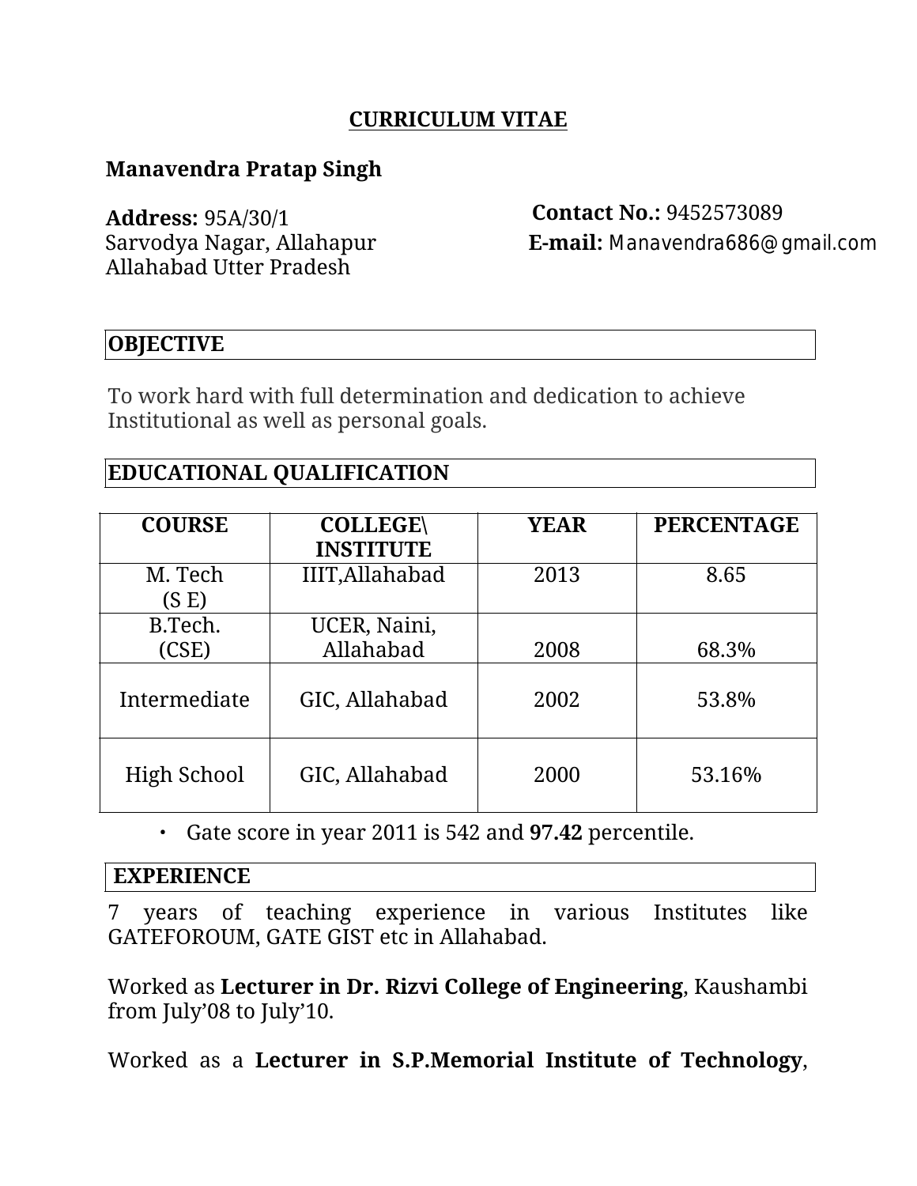# CURRICULUM VITAE

**Manavendra Pratap Singh**

**Address:** 95A/30/1
Sarvodya Nagar, Allahapur
Allahabad Utter Pradesh

**Contact No.:** 9452573089
**E-mail:** Manavendra686@gmail.com

## OBJECTIVE

To work hard with full determination and dedication to achieve Institutional as well as personal goals.

## EDUCATIONAL QUALIFICATION

| COURSE | COLLEGE\ INSTITUTE | YEAR | PERCENTAGE |
|---|---|---|---|
| M. Tech (S E) | IIIT,Allahabad | 2013 | 8.65 |
| B.Tech. (CSE) | UCER, Naini, Allahabad | 2008 | 68.3% |
| Intermediate | GIC, Allahabad | 2002 | 53.8% |
| High School | GIC, Allahabad | 2000 | 53.16% |

- Gate score in year 2011 is 542 and **97.42** percentile.

## EXPERIENCE

7 years of teaching experience in various Institutes like GATEFOROUM, GATE GIST etc in Allahabad.

Worked as **Lecturer in Dr. Rizvi College of Engineering**, Kaushambi from July'08 to July'10.

Worked as a **Lecturer in S.P.Memorial Institute of Technology**,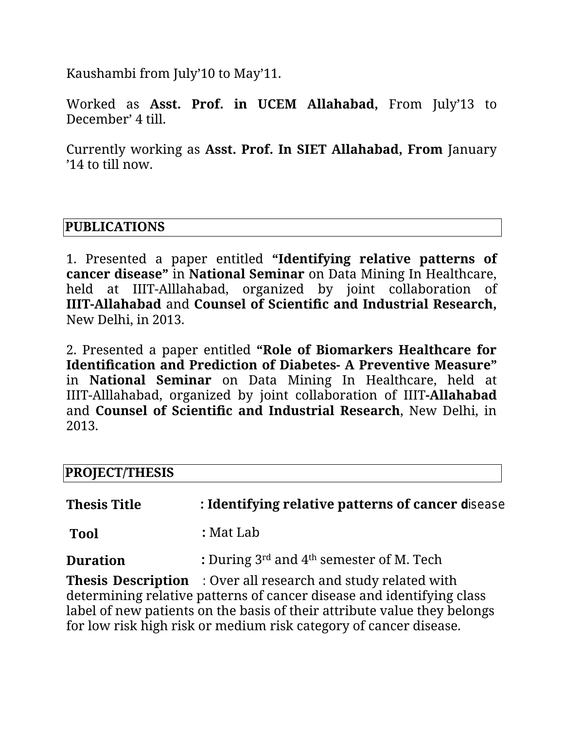Kaushambi from July'10 to May'11.

Worked as **Asst. Prof. in UCEM Allahabad,** From July'13 to December' 4 till.

Currently working as **Asst. Prof. In SIET Allahabad, From** January '14 to till now.

## PUBLICATIONS

1. Presented a paper entitled **"Identifying relative patterns of cancer disease"** in **National Seminar** on Data Mining In Healthcare, held at IIIT-Alllahabad, organized by joint collaboration of **IIIT-Allahabad** and **Counsel of Scientific and Industrial Research,** New Delhi, in 2013.

2. Presented a paper entitled **"Role of Biomarkers Healthcare for Identification and Prediction of Diabetes- A Preventive Measure"** in **National Seminar** on Data Mining In Healthcare, held at IIIT-Alllahabad, organized by joint collaboration of IIIT**-Allahabad** and **Counsel of Scientific and Industrial Research**, New Delhi, in 2013.

## PROJECT/THESIS

**Thesis Title** **: Identifying relative patterns of cancer d**isease

**Tool** **:** Mat Lab

**Duration** **:** During 3rd and 4th semester of M. Tech

**Thesis Description** : Over all research and study related with determining relative patterns of cancer disease and identifying class label of new patients on the basis of their attribute value they belongs for low risk high risk or medium risk category of cancer disease.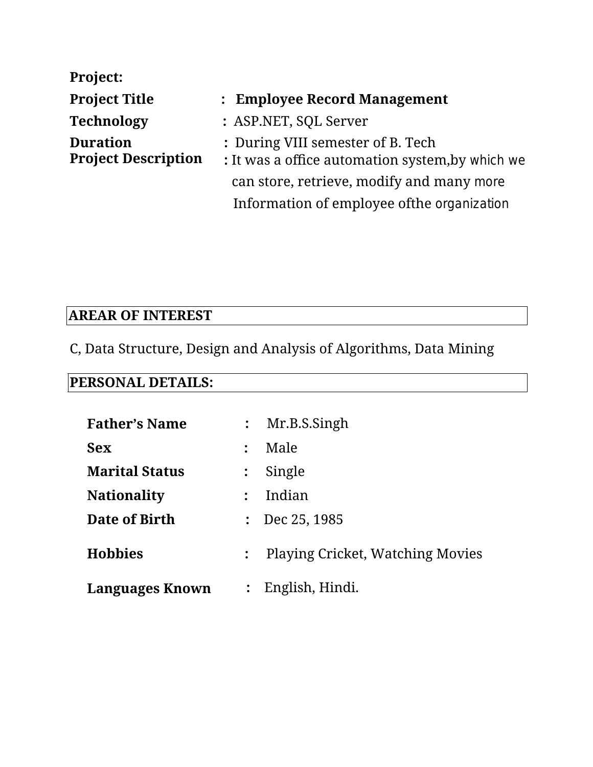**Project:**

**Project Title** : **Employee Record Management**

**Technology** : ASP.NET, SQL Server

**Duration** : During VIII semester of B. Tech

**Project Description** : It was a office automation system,by which we can store, retrieve, modify and many more Information of employee ofthe organization

## AREAR OF INTEREST

C, Data Structure, Design and Analysis of Algorithms, Data Mining

## PERSONAL DETAILS:

| | | |
|---|---|---|
| **Father's Name** | : | Mr.B.S.Singh |
| **Sex** | : | Male |
| **Marital Status** | : | Single |
| **Nationality** | : | Indian |
| **Date of Birth** | : | Dec 25, 1985 |
| **Hobbies** | : | Playing Cricket, Watching Movies |
| **Languages Known** | : | English, Hindi. |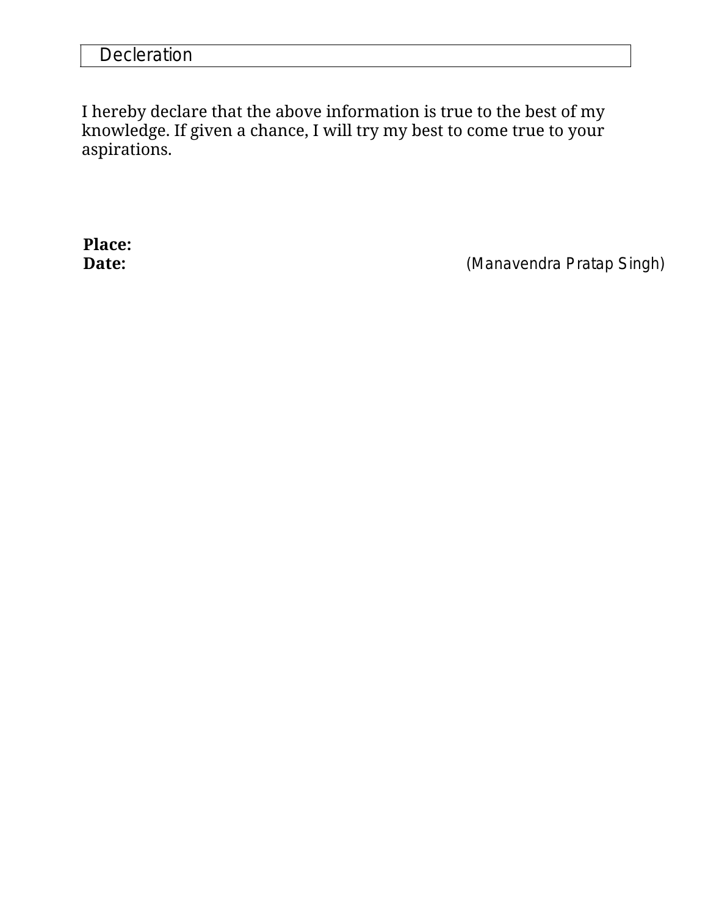## Decleration

I hereby declare that the above information is true to the best of my knowledge. If given a chance, I will try my best to come true to your aspirations.

**Place:**

**Date:** (Manavendra Pratap Singh)